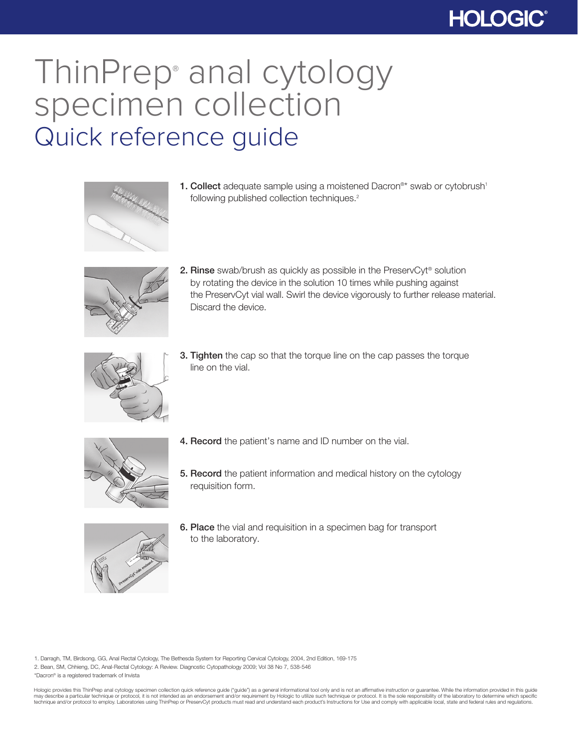# ThinPrep® anal cytology specimen collection

## Quick reference guide

1. **Collect** adequate sample using a moistened Dacron®* swab or cytobrush[1] following published collection techniques.[2]

2. **Rinse** swab/brush as quickly as possible in the PreservCyt® solution by rotating the device in the solution 10 times while pushing against the PreservCyt vial wall. Swirl the device vigorously to further release material. Discard the device.

3. **Tighten** the cap so that the torque line on the cap passes the torque line on the vial.

4. **Record** the patient's name and ID number on the vial.

5. **Record** the patient information and medical history on the cytology requisition form.

6. **Place** the vial and requisition in a specimen bag for transport to the laboratory.

1. Darragh, TM, Birdsong, GG, Anal Rectal Cytology, The Bethesda System for Reporting Cervical Cytology, 2004, 2nd Edition, 169-175
2. Bean, SM, Chhieng, DC, Anal-Rectal Cytology: A Review. Diagnostic Cytopathology 2009; Vol 38 No 7, 538-546

*Dacron® is a registered trademark of Invista

Hologic provides this ThinPrep anal cytology specimen collection quick reference guide ("guide") as a general informational tool only and is not an affirmative instruction or guarantee. While the information provided in this guide may describe a particular technique or protocol, it is not intended as an endorsement and/or requirement by Hologic to utilize such technique or protocol. It is the sole responsibility of the laboratory to determine which specific technique and/or protocol to employ. Laboratories using ThinPrep or PreservCyt products must read and understand each product's Instructions for Use and comply with applicable local, state and federal rules and regulations.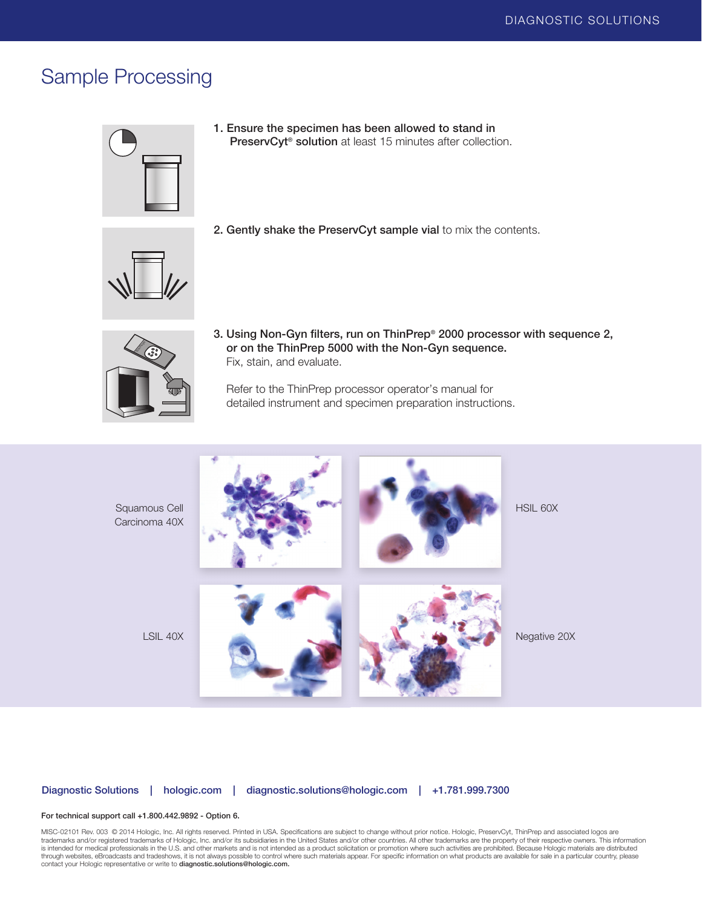# Sample Processing

1. **Ensure the specimen has been allowed to stand in PreservCyt® solution** at least 15 minutes after collection.

2. **Gently shake the PreservCyt sample vial** to mix the contents.

3. **Using Non-Gyn filters, run on ThinPrep® 2000 processor with sequence 2, or on the ThinPrep 5000 with the Non-Gyn sequence.**
   Fix, stain, and evaluate.

   Refer to the ThinPrep processor operator's manual for detailed instrument and specimen preparation instructions.

Squamous Cell Carcinoma 40X

HSIL 60X

LSIL 40X

Negative 20X

**Diagnostic Solutions | hologic.com | diagnostic.solutions@hologic.com | +1.781.999.7300**

**For technical support call +1.800.442.9892 - Option 6.**

MISC-02101 Rev. 003 © 2014 Hologic, Inc. All rights reserved. Printed in USA. Specifications are subject to change without prior notice. Hologic, PreservCyt, ThinPrep and associated logos are trademarks and/or registered trademarks of Hologic, Inc. and/or its subsidiaries in the United States and/or other countries. All other trademarks are the property of their respective owners. This information is intended for medical professionals in the U.S. and other markets and is not intended as a product solicitation or promotion where such activities are prohibited. Because Hologic materials are distributed through websites, eBroadcasts and tradeshows, it is not always possible to control where such materials appear. For specific information on what products are available for sale in a particular country, please contact your Hologic representative or write to **diagnostic.solutions@hologic.com.**